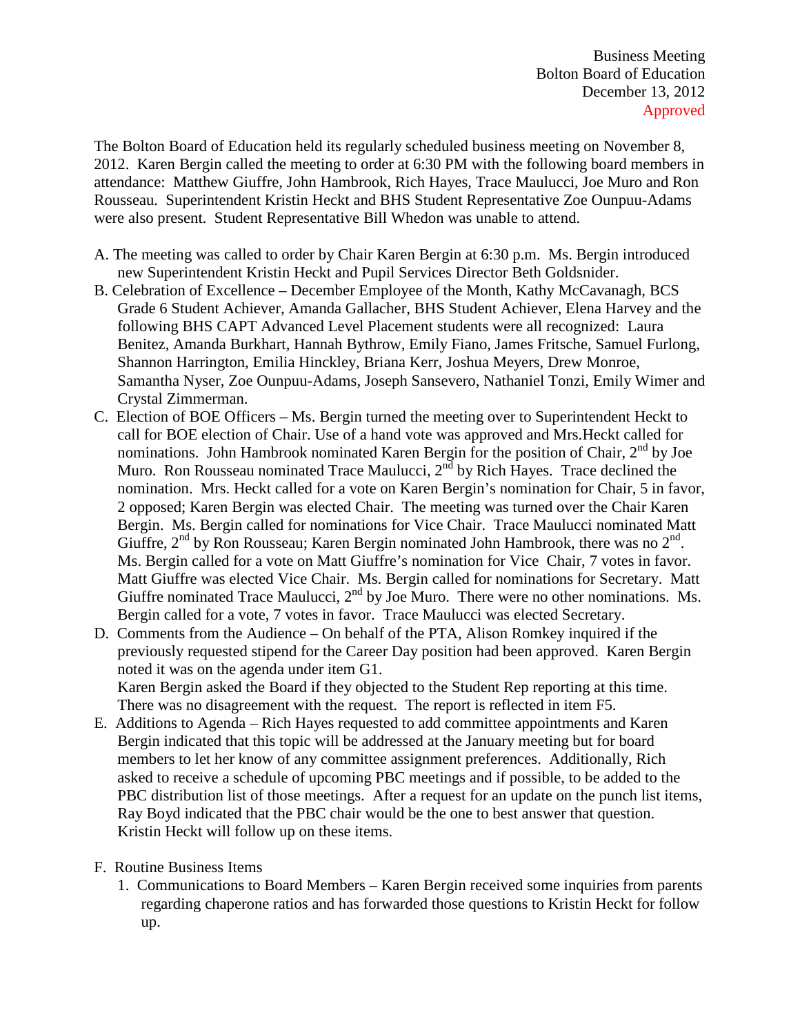Business Meeting
Bolton Board of Education
December 13, 2012
Approved

The Bolton Board of Education held its regularly scheduled business meeting on November 8, 2012. Karen Bergin called the meeting to order at 6:30 PM with the following board members in attendance: Matthew Giuffre, John Hambrook, Rich Hayes, Trace Maulucci, Joe Muro and Ron Rousseau. Superintendent Kristin Heckt and BHS Student Representative Zoe Ounpuu-Adams were also present. Student Representative Bill Whedon was unable to attend.

A. The meeting was called to order by Chair Karen Bergin at 6:30 p.m. Ms. Bergin introduced new Superintendent Kristin Heckt and Pupil Services Director Beth Goldsnider.

B. Celebration of Excellence – December Employee of the Month, Kathy McCavanagh, BCS Grade 6 Student Achiever, Amanda Gallacher, BHS Student Achiever, Elena Harvey and the following BHS CAPT Advanced Level Placement students were all recognized: Laura Benitez, Amanda Burkhart, Hannah Bythrow, Emily Fiano, James Fritsche, Samuel Furlong, Shannon Harrington, Emilia Hinckley, Briana Kerr, Joshua Meyers, Drew Monroe, Samantha Nyser, Zoe Ounpuu-Adams, Joseph Sansevero, Nathaniel Tonzi, Emily Wimer and Crystal Zimmerman.

C. Election of BOE Officers – Ms. Bergin turned the meeting over to Superintendent Heckt to call for BOE election of Chair. Use of a hand vote was approved and Mrs.Heckt called for nominations. John Hambrook nominated Karen Bergin for the position of Chair, 2nd by Joe Muro. Ron Rousseau nominated Trace Maulucci, 2nd by Rich Hayes. Trace declined the nomination. Mrs. Heckt called for a vote on Karen Bergin's nomination for Chair, 5 in favor, 2 opposed; Karen Bergin was elected Chair. The meeting was turned over the Chair Karen Bergin. Ms. Bergin called for nominations for Vice Chair. Trace Maulucci nominated Matt Giuffre, 2nd by Ron Rousseau; Karen Bergin nominated John Hambrook, there was no 2nd. Ms. Bergin called for a vote on Matt Giuffre's nomination for Vice Chair, 7 votes in favor. Matt Giuffre was elected Vice Chair. Ms. Bergin called for nominations for Secretary. Matt Giuffre nominated Trace Maulucci, 2nd by Joe Muro. There were no other nominations. Ms. Bergin called for a vote, 7 votes in favor. Trace Maulucci was elected Secretary.

D. Comments from the Audience – On behalf of the PTA, Alison Romkey inquired if the previously requested stipend for the Career Day position had been approved. Karen Bergin noted it was on the agenda under item G1.
Karen Bergin asked the Board if they objected to the Student Rep reporting at this time. There was no disagreement with the request. The report is reflected in item F5.

E. Additions to Agenda – Rich Hayes requested to add committee appointments and Karen Bergin indicated that this topic will be addressed at the January meeting but for board members to let her know of any committee assignment preferences. Additionally, Rich asked to receive a schedule of upcoming PBC meetings and if possible, to be added to the PBC distribution list of those meetings. After a request for an update on the punch list items, Ray Boyd indicated that the PBC chair would be the one to best answer that question. Kristin Heckt will follow up on these items.

F. Routine Business Items
   1. Communications to Board Members – Karen Bergin received some inquiries from parents regarding chaperone ratios and has forwarded those questions to Kristin Heckt for follow up.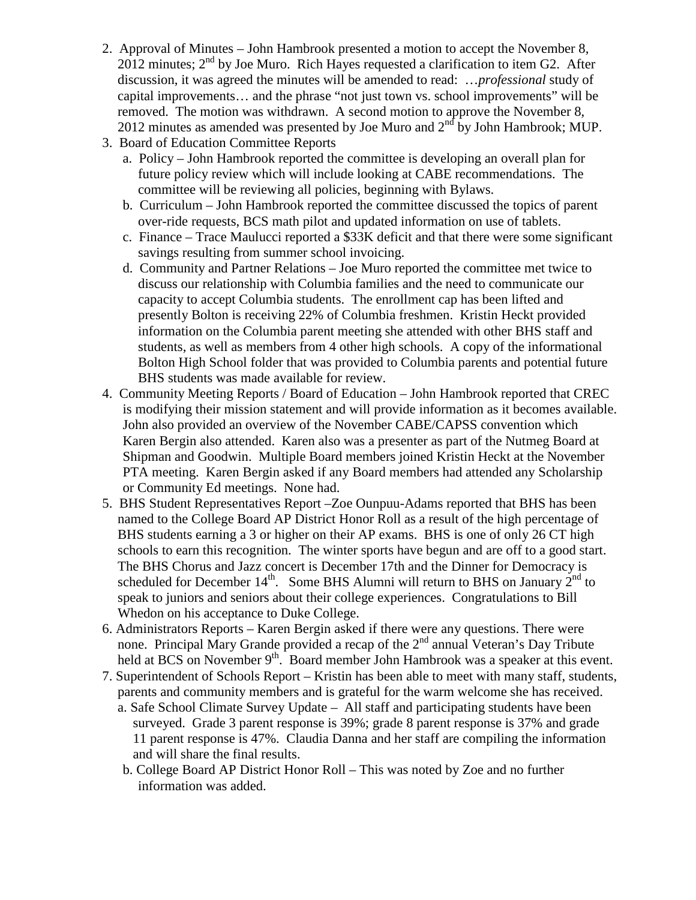2. Approval of Minutes – John Hambrook presented a motion to accept the November 8, 2012 minutes; 2nd by Joe Muro. Rich Hayes requested a clarification to item G2. After discussion, it was agreed the minutes will be amended to read: …*professional* study of capital improvements… and the phrase "not just town vs. school improvements" will be removed. The motion was withdrawn. A second motion to approve the November 8, 2012 minutes as amended was presented by Joe Muro and 2nd by John Hambrook; MUP.
3. Board of Education Committee Reports
   a. Policy – John Hambrook reported the committee is developing an overall plan for future policy review which will include looking at CABE recommendations. The committee will be reviewing all policies, beginning with Bylaws.
   b. Curriculum – John Hambrook reported the committee discussed the topics of parent over-ride requests, BCS math pilot and updated information on use of tablets.
   c. Finance – Trace Maulucci reported a $33K deficit and that there were some significant savings resulting from summer school invoicing.
   d. Community and Partner Relations – Joe Muro reported the committee met twice to discuss our relationship with Columbia families and the need to communicate our capacity to accept Columbia students. The enrollment cap has been lifted and presently Bolton is receiving 22% of Columbia freshmen. Kristin Heckt provided information on the Columbia parent meeting she attended with other BHS staff and students, as well as members from 4 other high schools. A copy of the informational Bolton High School folder that was provided to Columbia parents and potential future BHS students was made available for review.
4. Community Meeting Reports / Board of Education – John Hambrook reported that CREC is modifying their mission statement and will provide information as it becomes available. John also provided an overview of the November CABE/CAPSS convention which Karen Bergin also attended. Karen also was a presenter as part of the Nutmeg Board at Shipman and Goodwin. Multiple Board members joined Kristin Heckt at the November PTA meeting. Karen Bergin asked if any Board members had attended any Scholarship or Community Ed meetings. None had.
5. BHS Student Representatives Report –Zoe Ounpuu-Adams reported that BHS has been named to the College Board AP District Honor Roll as a result of the high percentage of BHS students earning a 3 or higher on their AP exams. BHS is one of only 26 CT high schools to earn this recognition. The winter sports have begun and are off to a good start. The BHS Chorus and Jazz concert is December 17th and the Dinner for Democracy is scheduled for December 14th. Some BHS Alumni will return to BHS on January 2nd to speak to juniors and seniors about their college experiences. Congratulations to Bill Whedon on his acceptance to Duke College.
6. Administrators Reports – Karen Bergin asked if there were any questions. There were none. Principal Mary Grande provided a recap of the 2nd annual Veteran's Day Tribute held at BCS on November 9th. Board member John Hambrook was a speaker at this event.
7. Superintendent of Schools Report – Kristin has been able to meet with many staff, students, parents and community members and is grateful for the warm welcome she has received.
   a. Safe School Climate Survey Update – All staff and participating students have been surveyed. Grade 3 parent response is 39%; grade 8 parent response is 37% and grade 11 parent response is 47%. Claudia Danna and her staff are compiling the information and will share the final results.
   b. College Board AP District Honor Roll – This was noted by Zoe and no further information was added.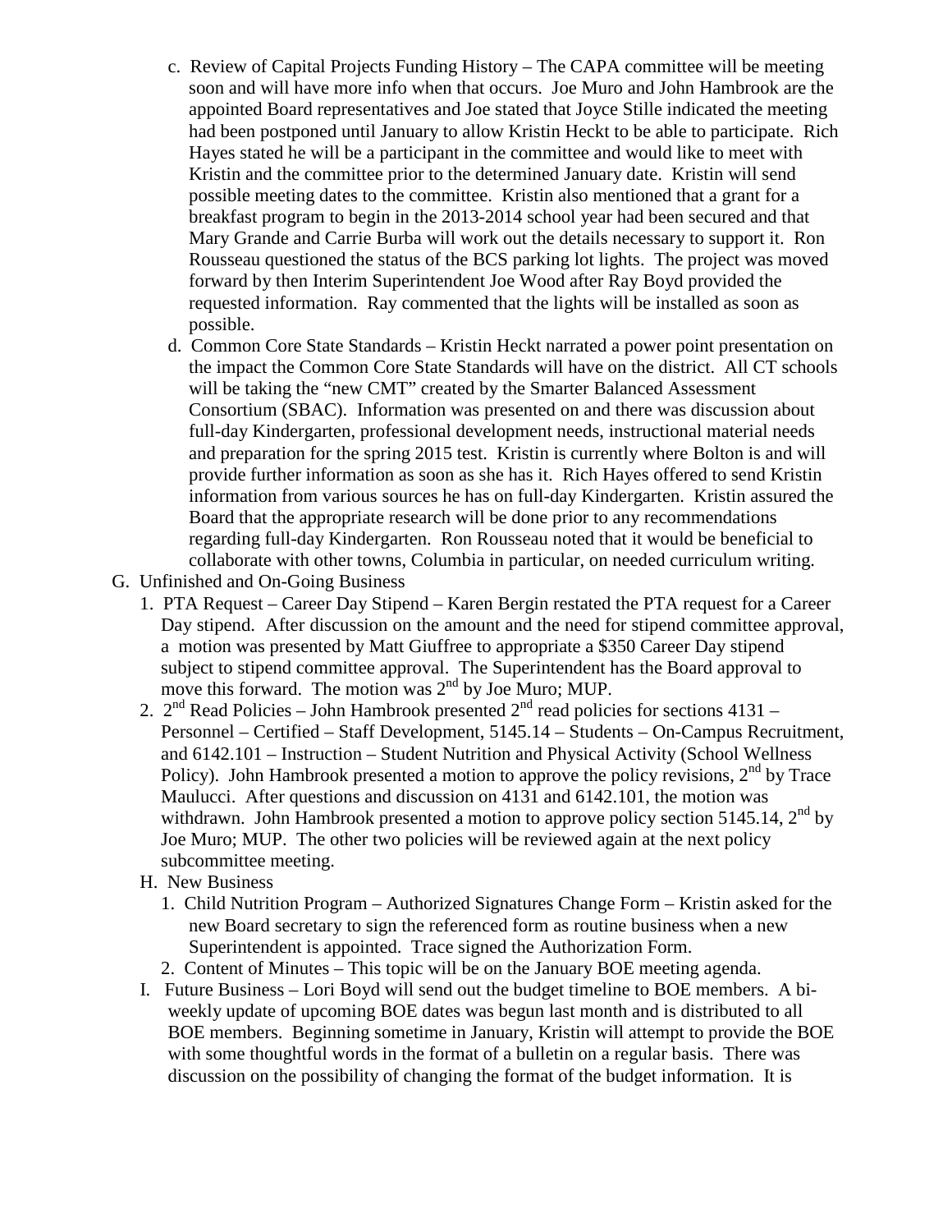c. Review of Capital Projects Funding History – The CAPA committee will be meeting soon and will have more info when that occurs. Joe Muro and John Hambrook are the appointed Board representatives and Joe stated that Joyce Stille indicated the meeting had been postponed until January to allow Kristin Heckt to be able to participate. Rich Hayes stated he will be a participant in the committee and would like to meet with Kristin and the committee prior to the determined January date. Kristin will send possible meeting dates to the committee. Kristin also mentioned that a grant for a breakfast program to begin in the 2013-2014 school year had been secured and that Mary Grande and Carrie Burba will work out the details necessary to support it. Ron Rousseau questioned the status of the BCS parking lot lights. The project was moved forward by then Interim Superintendent Joe Wood after Ray Boyd provided the requested information. Ray commented that the lights will be installed as soon as possible.

d. Common Core State Standards – Kristin Heckt narrated a power point presentation on the impact the Common Core State Standards will have on the district. All CT schools will be taking the "new CMT" created by the Smarter Balanced Assessment Consortium (SBAC). Information was presented on and there was discussion about full-day Kindergarten, professional development needs, instructional material needs and preparation for the spring 2015 test. Kristin is currently where Bolton is and will provide further information as soon as she has it. Rich Hayes offered to send Kristin information from various sources he has on full-day Kindergarten. Kristin assured the Board that the appropriate research will be done prior to any recommendations regarding full-day Kindergarten. Ron Rousseau noted that it would be beneficial to collaborate with other towns, Columbia in particular, on needed curriculum writing.

G. Unfinished and On-Going Business

1. PTA Request – Career Day Stipend – Karen Bergin restated the PTA request for a Career Day stipend. After discussion on the amount and the need for stipend committee approval, a motion was presented by Matt Giuffree to appropriate a $350 Career Day stipend subject to stipend committee approval. The Superintendent has the Board approval to move this forward. The motion was 2nd by Joe Muro; MUP.

2. 2nd Read Policies – John Hambrook presented 2nd read policies for sections 4131 – Personnel – Certified – Staff Development, 5145.14 – Students – On-Campus Recruitment, and 6142.101 – Instruction – Student Nutrition and Physical Activity (School Wellness Policy). John Hambrook presented a motion to approve the policy revisions, 2nd by Trace Maulucci. After questions and discussion on 4131 and 6142.101, the motion was withdrawn. John Hambrook presented a motion to approve policy section 5145.14, 2nd by Joe Muro; MUP. The other two policies will be reviewed again at the next policy subcommittee meeting.

H. New Business

1. Child Nutrition Program – Authorized Signatures Change Form – Kristin asked for the new Board secretary to sign the referenced form as routine business when a new Superintendent is appointed. Trace signed the Authorization Form.

2. Content of Minutes – This topic will be on the January BOE meeting agenda.

I. Future Business – Lori Boyd will send out the budget timeline to BOE members. A bi-weekly update of upcoming BOE dates was begun last month and is distributed to all BOE members. Beginning sometime in January, Kristin will attempt to provide the BOE with some thoughtful words in the format of a bulletin on a regular basis. There was discussion on the possibility of changing the format of the budget information. It is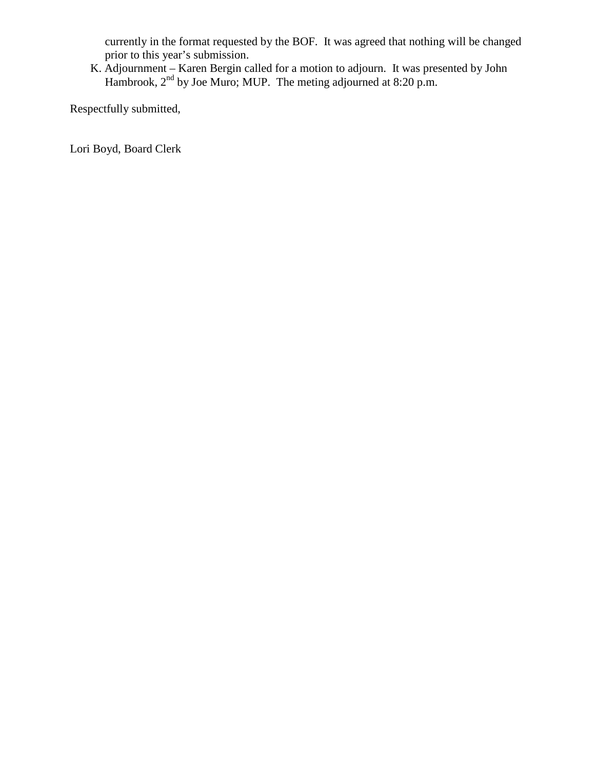currently in the format requested by the BOF. It was agreed that nothing will be changed prior to this year's submission.

K. Adjournment – Karen Bergin called for a motion to adjourn. It was presented by John Hambrook, 2nd by Joe Muro; MUP. The meting adjourned at 8:20 p.m.

Respectfully submitted,

Lori Boyd, Board Clerk